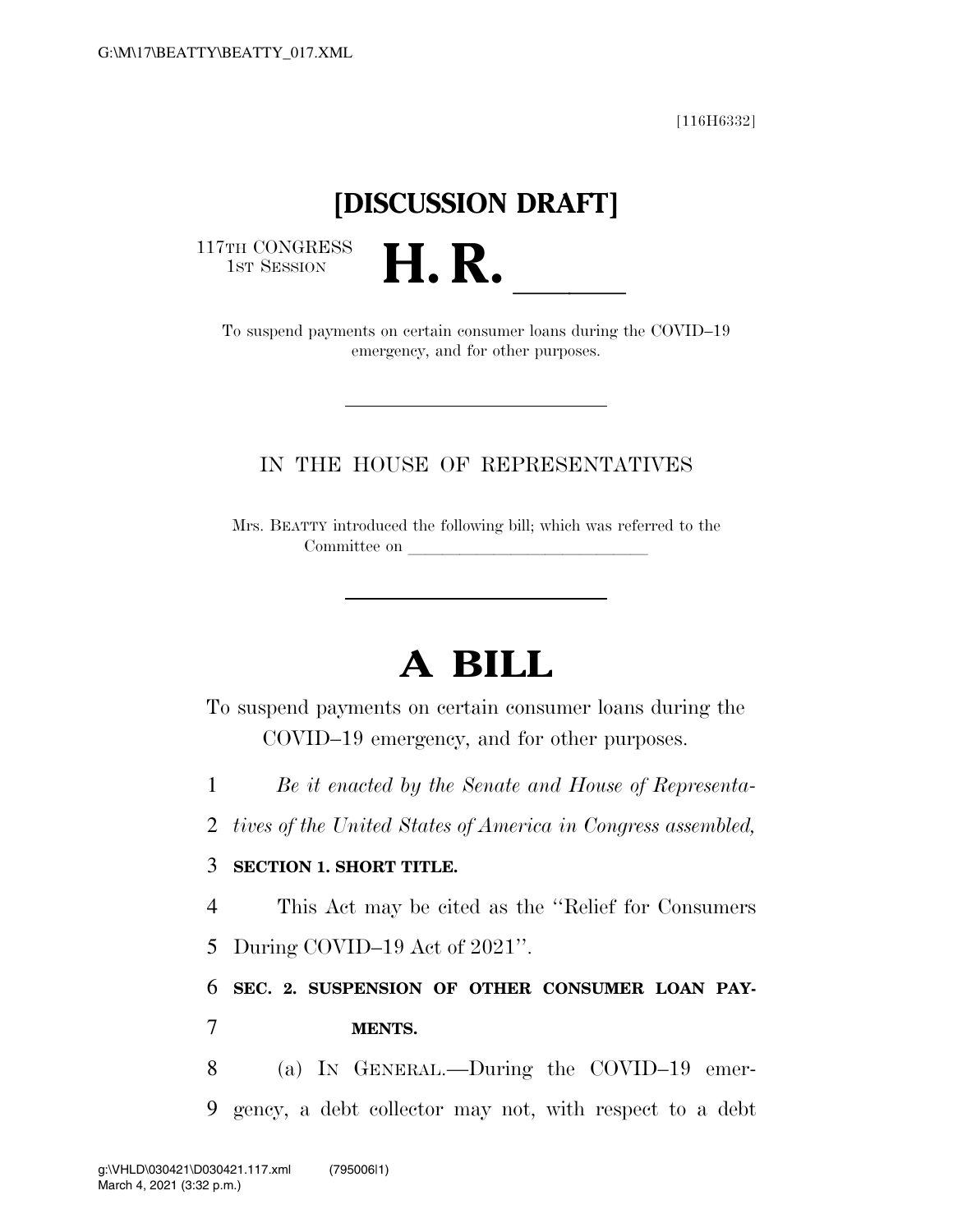[116H6332]

# [DISCUSSION DRAFT]

117TH CONGRESS
1ST SESSION

# H. R. ______

To suspend payments on certain consumer loans during the COVID–19 emergency, and for other purposes.

IN THE HOUSE OF REPRESENTATIVES

Mrs. BEATTY introduced the following bill; which was referred to the Committee on ______________________________

# A BILL

To suspend payments on certain consumer loans during the COVID–19 emergency, and for other purposes.

1 *Be it enacted by the Senate and House of Representa-*
2 *tives of the United States of America in Congress assembled,*

3 **SECTION 1. SHORT TITLE.**

4 This Act may be cited as the ''Relief for Consumers
5 During COVID–19 Act of 2021''.

6 **SEC. 2. SUSPENSION OF OTHER CONSUMER LOAN PAY-**
7 **MENTS.**

8 (a) IN GENERAL.—During the COVID–19 emer-
9 gency, a debt collector may not, with respect to a debt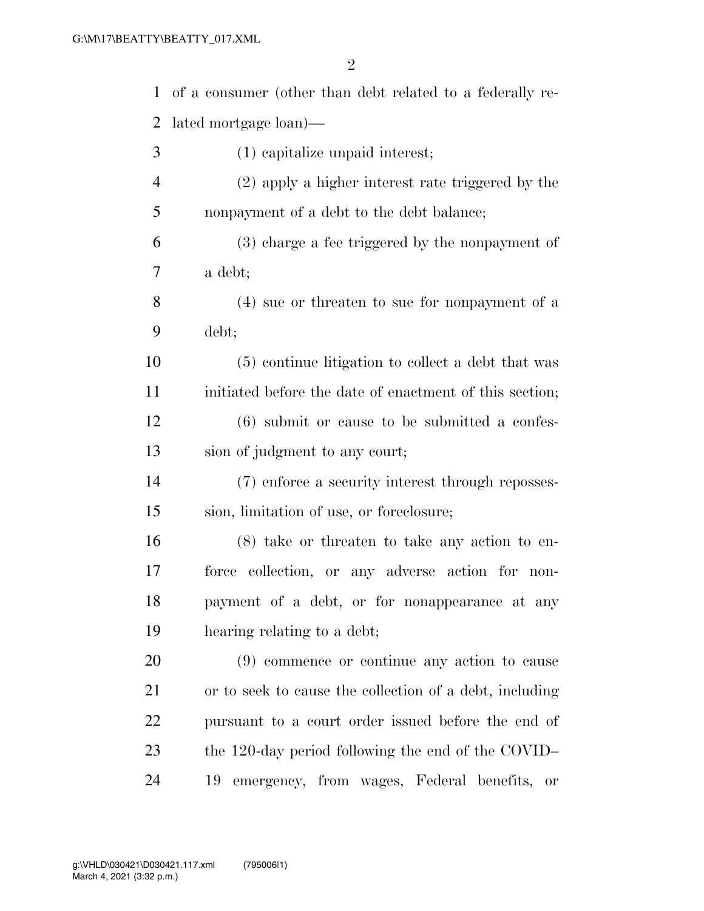of a consumer (other than debt related to a federally related mortgage loan)—

(1) capitalize unpaid interest;

(2) apply a higher interest rate triggered by the nonpayment of a debt to the debt balance;

(3) charge a fee triggered by the nonpayment of a debt;

(4) sue or threaten to sue for nonpayment of a debt;

(5) continue litigation to collect a debt that was initiated before the date of enactment of this section;

(6) submit or cause to be submitted a confession of judgment to any court;

(7) enforce a security interest through repossession, limitation of use, or foreclosure;

(8) take or threaten to take any action to enforce collection, or any adverse action for nonpayment of a debt, or for nonappearance at any hearing relating to a debt;

(9) commence or continue any action to cause or to seek to cause the collection of a debt, including pursuant to a court order issued before the end of the 120-day period following the end of the COVID–19 emergency, from wages, Federal benefits, or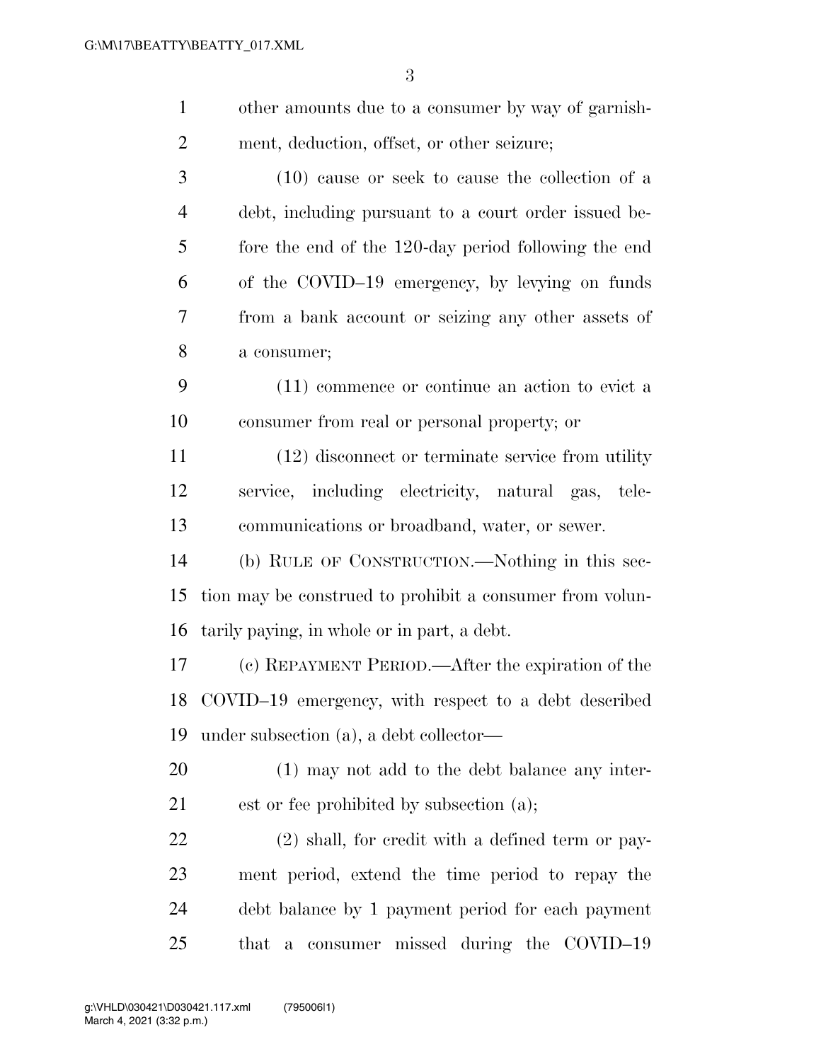other amounts due to a consumer by way of garnishment, deduction, offset, or other seizure;

(10) cause or seek to cause the collection of a debt, including pursuant to a court order issued before the end of the 120-day period following the end of the COVID–19 emergency, by levying on funds from a bank account or seizing any other assets of a consumer;

(11) commence or continue an action to evict a consumer from real or personal property; or

(12) disconnect or terminate service from utility service, including electricity, natural gas, telecommunications or broadband, water, or sewer.

(b) RULE OF CONSTRUCTION.—Nothing in this section may be construed to prohibit a consumer from voluntarily paying, in whole or in part, a debt.

(c) REPAYMENT PERIOD.—After the expiration of the COVID–19 emergency, with respect to a debt described under subsection (a), a debt collector—

(1) may not add to the debt balance any interest or fee prohibited by subsection (a);

(2) shall, for credit with a defined term or payment period, extend the time period to repay the debt balance by 1 payment period for each payment that a consumer missed during the COVID–19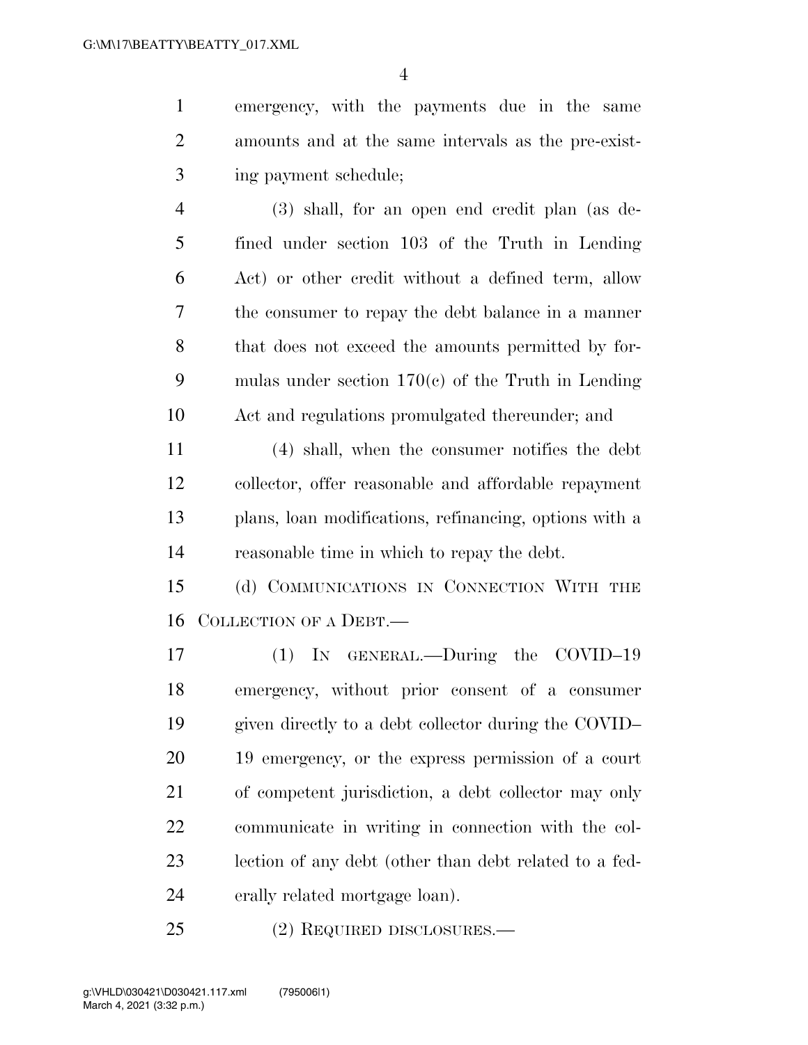emergency, with the payments due in the same amounts and at the same intervals as the pre-existing payment schedule;

(3) shall, for an open end credit plan (as defined under section 103 of the Truth in Lending Act) or other credit without a defined term, allow the consumer to repay the debt balance in a manner that does not exceed the amounts permitted by formulas under section 170(c) of the Truth in Lending Act and regulations promulgated thereunder; and

(4) shall, when the consumer notifies the debt collector, offer reasonable and affordable repayment plans, loan modifications, refinancing, options with a reasonable time in which to repay the debt.

(d) COMMUNICATIONS IN CONNECTION WITH THE COLLECTION OF A DEBT.—

(1) IN GENERAL.—During the COVID–19 emergency, without prior consent of a consumer given directly to a debt collector during the COVID–19 emergency, or the express permission of a court of competent jurisdiction, a debt collector may only communicate in writing in connection with the collection of any debt (other than debt related to a federally related mortgage loan).

(2) REQUIRED DISCLOSURES.—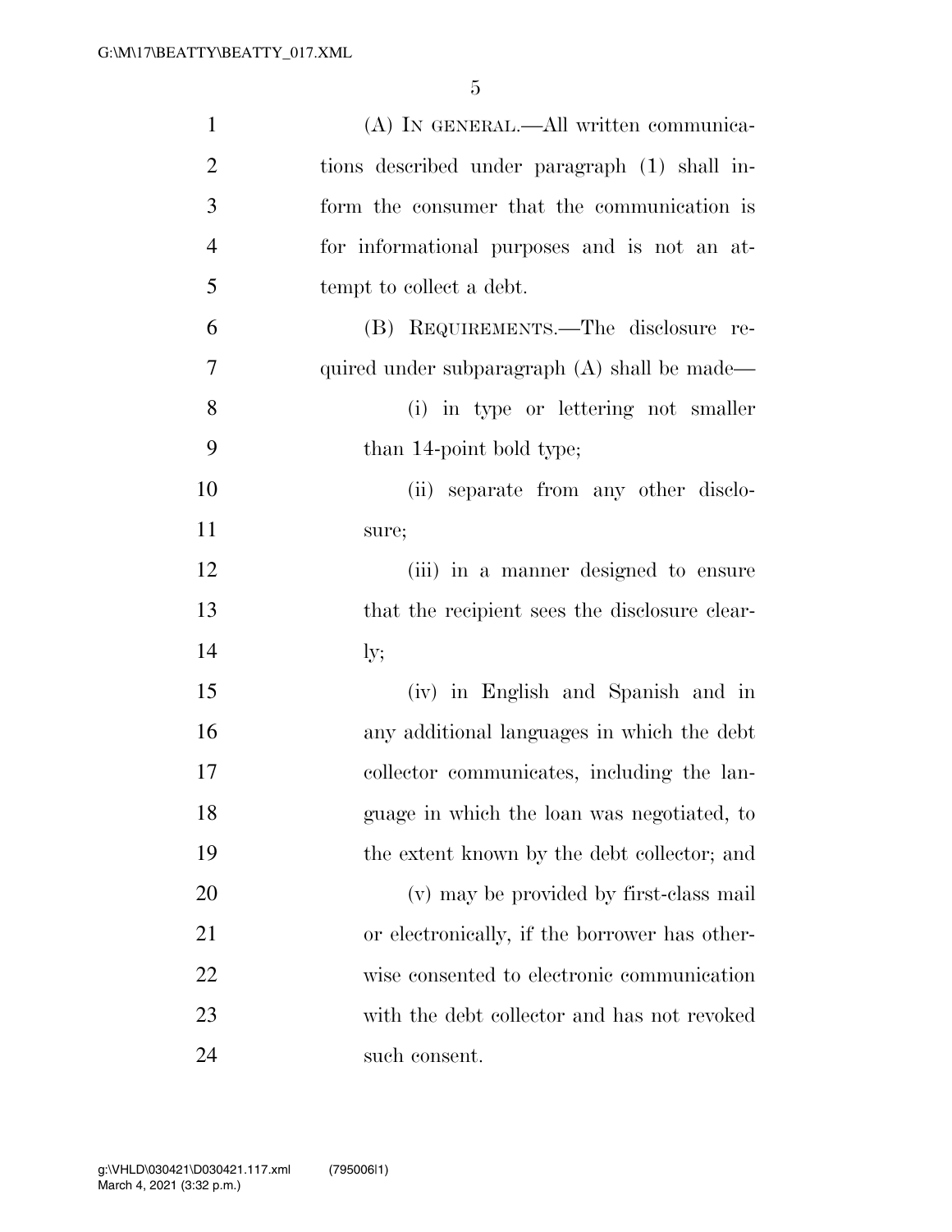(A) IN GENERAL.—All written communications described under paragraph (1) shall inform the consumer that the communication is for informational purposes and is not an attempt to collect a debt.

(B) REQUIREMENTS.—The disclosure required under subparagraph (A) shall be made—

(i) in type or lettering not smaller than 14-point bold type;

(ii) separate from any other disclosure;

(iii) in a manner designed to ensure that the recipient sees the disclosure clearly;

(iv) in English and Spanish and in any additional languages in which the debt collector communicates, including the language in which the loan was negotiated, to the extent known by the debt collector; and

(v) may be provided by first-class mail or electronically, if the borrower has otherwise consented to electronic communication with the debt collector and has not revoked such consent.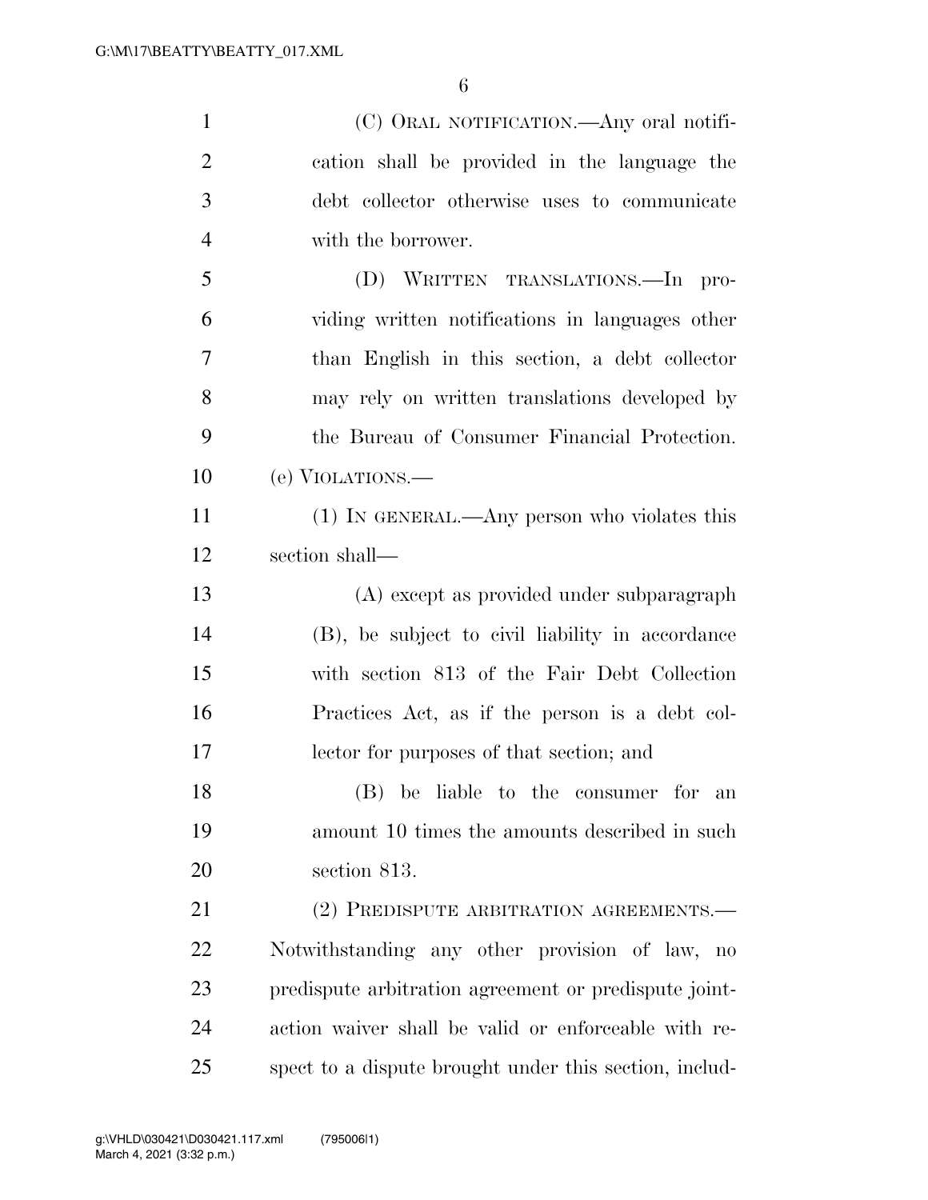(C) ORAL NOTIFICATION.—Any oral notification shall be provided in the language the debt collector otherwise uses to communicate with the borrower.

(D) WRITTEN TRANSLATIONS.—In providing written notifications in languages other than English in this section, a debt collector may rely on written translations developed by the Bureau of Consumer Financial Protection.

(e) VIOLATIONS.—

(1) IN GENERAL.—Any person who violates this section shall—

(A) except as provided under subparagraph (B), be subject to civil liability in accordance with section 813 of the Fair Debt Collection Practices Act, as if the person is a debt collector for purposes of that section; and

(B) be liable to the consumer for an amount 10 times the amounts described in such section 813.

(2) PREDISPUTE ARBITRATION AGREEMENTS.—Notwithstanding any other provision of law, no predispute arbitration agreement or predispute joint-action waiver shall be valid or enforceable with respect to a dispute brought under this section, includ-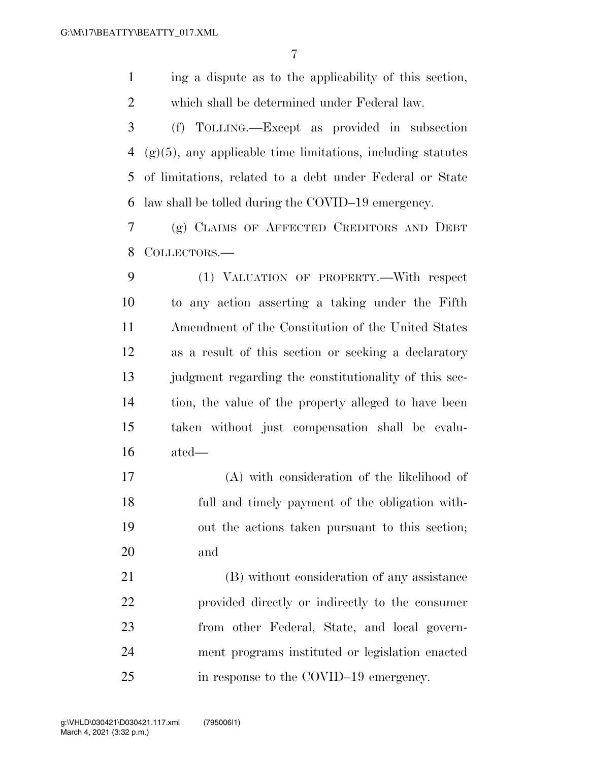ing a dispute as to the applicability of this section, which shall be determined under Federal law.

(f) TOLLING.—Except as provided in subsection (g)(5), any applicable time limitations, including statutes of limitations, related to a debt under Federal or State law shall be tolled during the COVID–19 emergency.

(g) CLAIMS OF AFFECTED CREDITORS AND DEBT COLLECTORS.—

(1) VALUATION OF PROPERTY.—With respect to any action asserting a taking under the Fifth Amendment of the Constitution of the United States as a result of this section or seeking a declaratory judgment regarding the constitutionality of this section, the value of the property alleged to have been taken without just compensation shall be evaluated—

(A) with consideration of the likelihood of full and timely payment of the obligation without the actions taken pursuant to this section; and

(B) without consideration of any assistance provided directly or indirectly to the consumer from other Federal, State, and local government programs instituted or legislation enacted in response to the COVID–19 emergency.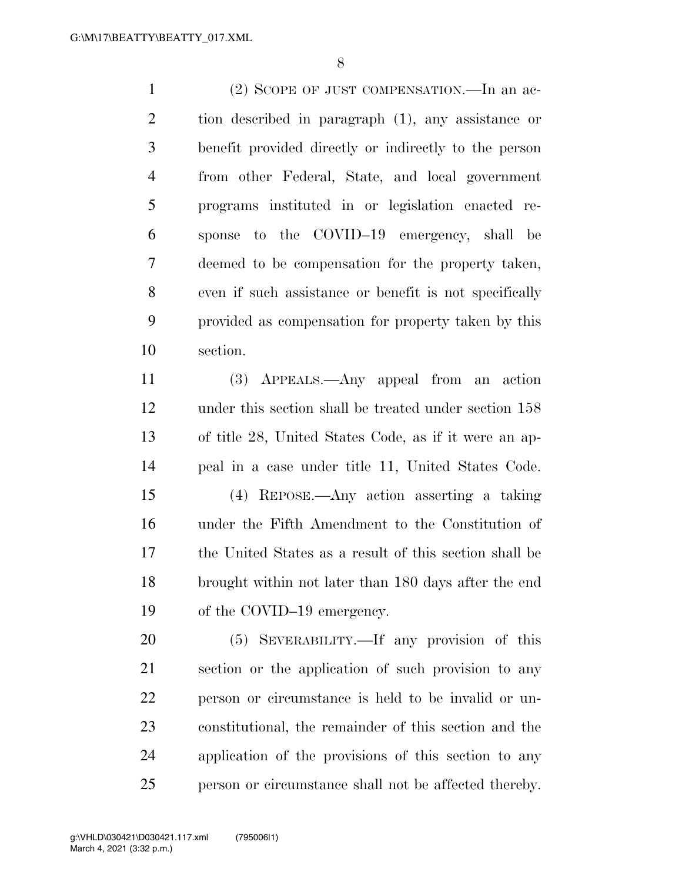(2) SCOPE OF JUST COMPENSATION.—In an action described in paragraph (1), any assistance or benefit provided directly or indirectly to the person from other Federal, State, and local government programs instituted in or legislation enacted response to the COVID–19 emergency, shall be deemed to be compensation for the property taken, even if such assistance or benefit is not specifically provided as compensation for property taken by this section.

(3) APPEALS.—Any appeal from an action under this section shall be treated under section 158 of title 28, United States Code, as if it were an appeal in a case under title 11, United States Code.

(4) REPOSE.—Any action asserting a taking under the Fifth Amendment to the Constitution of the United States as a result of this section shall be brought within not later than 180 days after the end of the COVID–19 emergency.

(5) SEVERABILITY.—If any provision of this section or the application of such provision to any person or circumstance is held to be invalid or unconstitutional, the remainder of this section and the application of the provisions of this section to any person or circumstance shall not be affected thereby.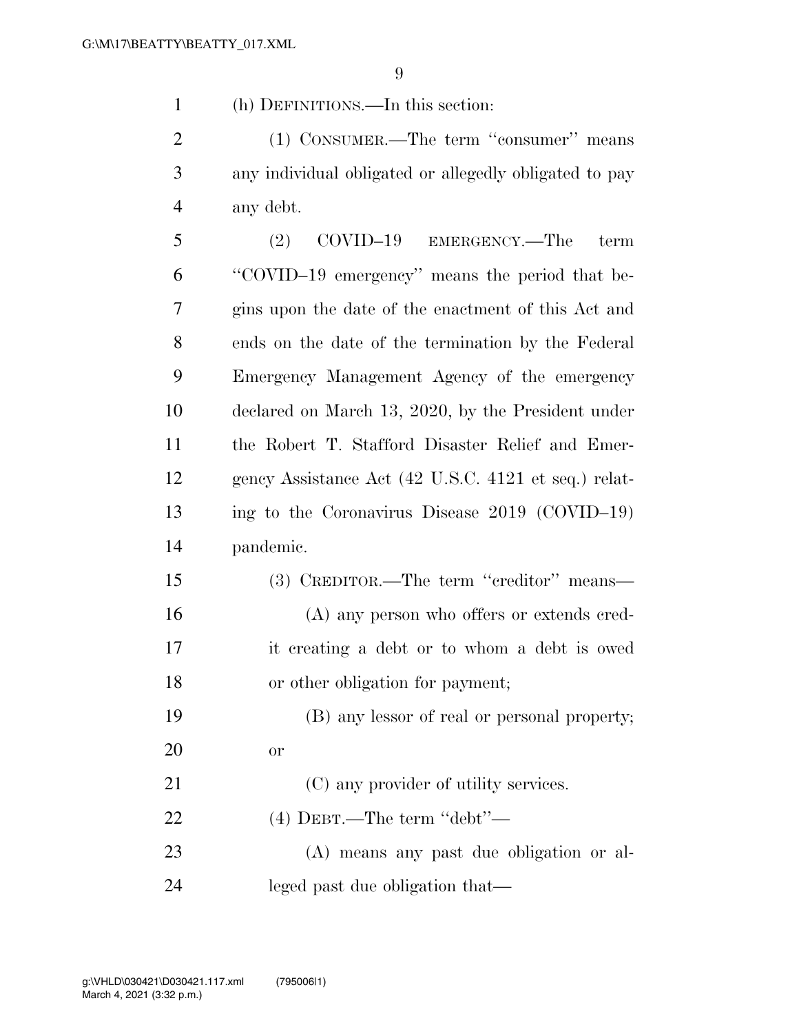(h) DEFINITIONS.—In this section:

(1) CONSUMER.—The term ''consumer'' means any individual obligated or allegedly obligated to pay any debt.

(2) COVID–19 EMERGENCY.—The term ''COVID–19 emergency'' means the period that begins upon the date of the enactment of this Act and ends on the date of the termination by the Federal Emergency Management Agency of the emergency declared on March 13, 2020, by the President under the Robert T. Stafford Disaster Relief and Emergency Assistance Act (42 U.S.C. 4121 et seq.) relating to the Coronavirus Disease 2019 (COVID–19) pandemic.

(3) CREDITOR.—The term ''creditor'' means—

(A) any person who offers or extends credit creating a debt or to whom a debt is owed or other obligation for payment;

(B) any lessor of real or personal property; or

(C) any provider of utility services.

(4) DEBT.—The term ''debt''—

(A) means any past due obligation or alleged past due obligation that—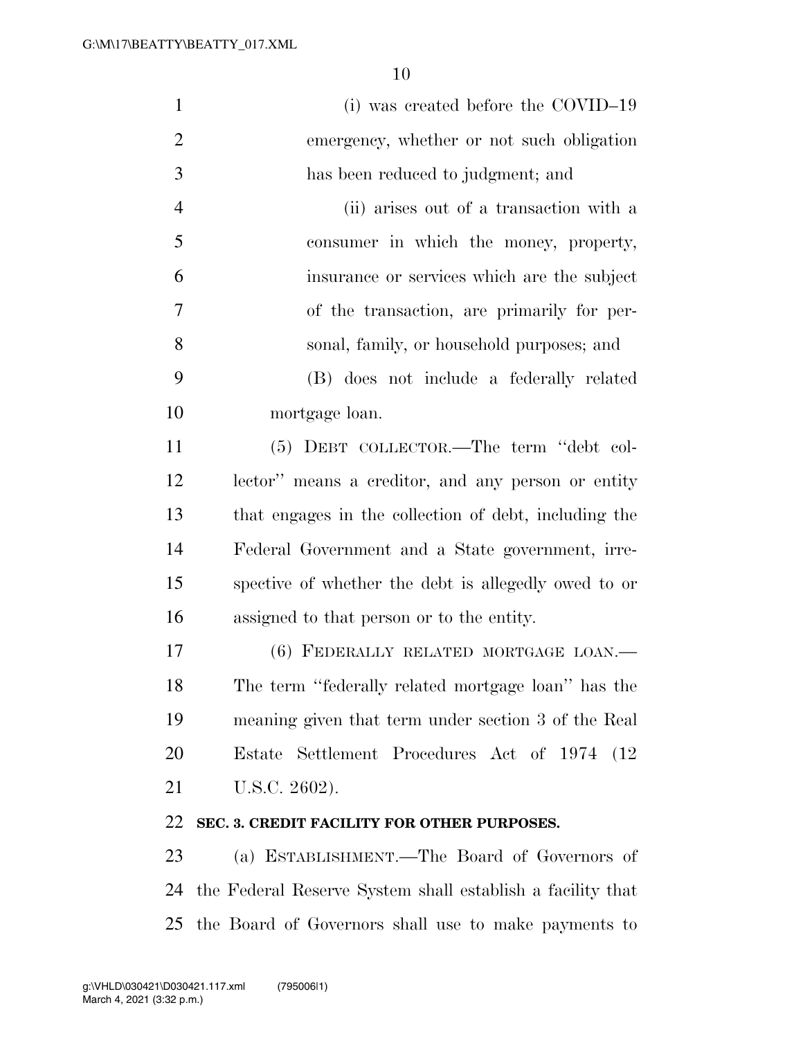(i) was created before the COVID–19 emergency, whether or not such obligation has been reduced to judgment; and

(ii) arises out of a transaction with a consumer in which the money, property, insurance or services which are the subject of the transaction, are primarily for personal, family, or household purposes; and

(B) does not include a federally related mortgage loan.

(5) DEBT COLLECTOR.—The term ''debt collector'' means a creditor, and any person or entity that engages in the collection of debt, including the Federal Government and a State government, irrespective of whether the debt is allegedly owed to or assigned to that person or to the entity.

(6) FEDERALLY RELATED MORTGAGE LOAN.—The term ''federally related mortgage loan'' has the meaning given that term under section 3 of the Real Estate Settlement Procedures Act of 1974 (12 U.S.C. 2602).

**SEC. 3. CREDIT FACILITY FOR OTHER PURPOSES.**

(a) ESTABLISHMENT.—The Board of Governors of the Federal Reserve System shall establish a facility that the Board of Governors shall use to make payments to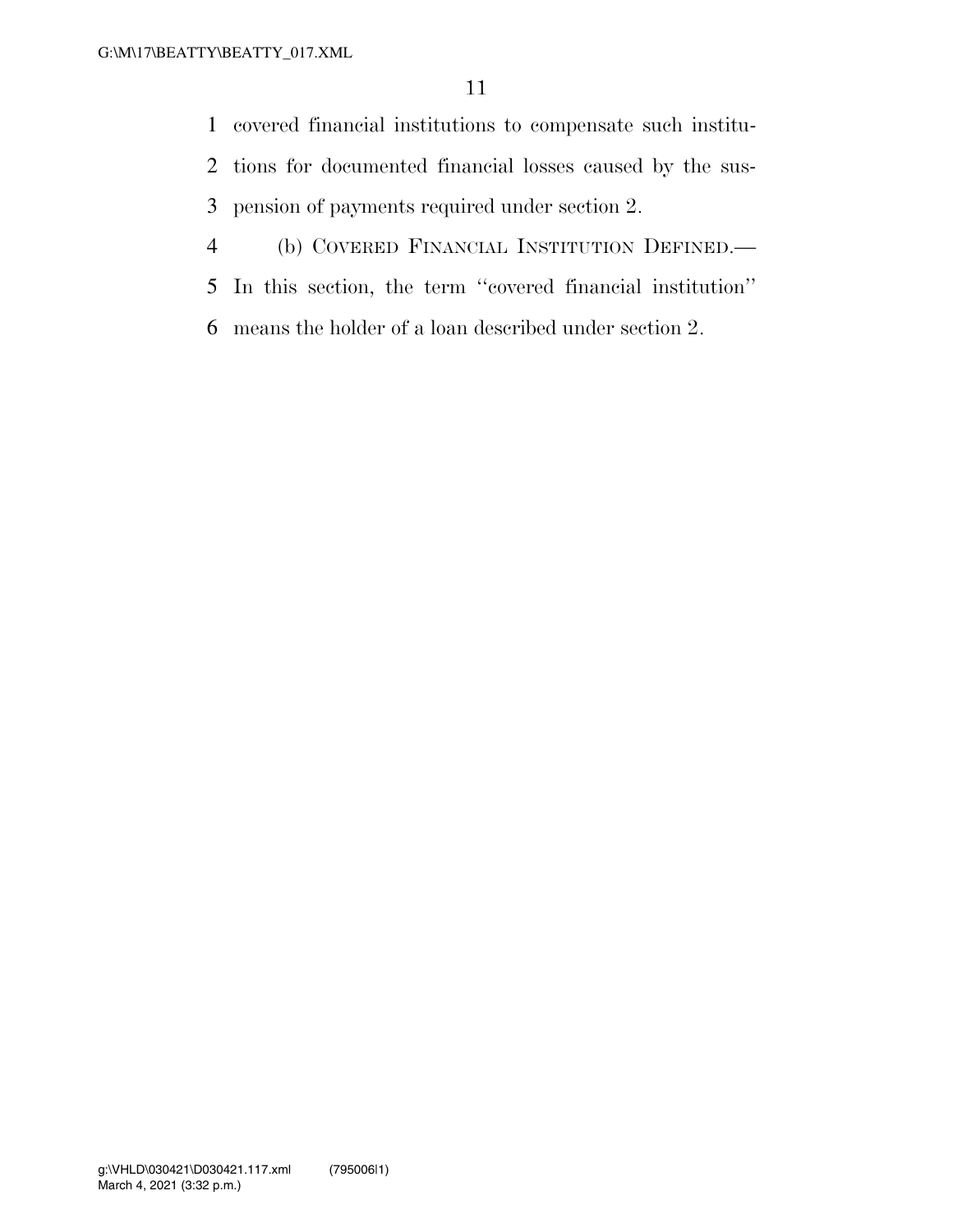covered financial institutions to compensate such institutions for documented financial losses caused by the suspension of payments required under section 2.

(b) COVERED FINANCIAL INSTITUTION DEFINED.—In this section, the term ''covered financial institution'' means the holder of a loan described under section 2.